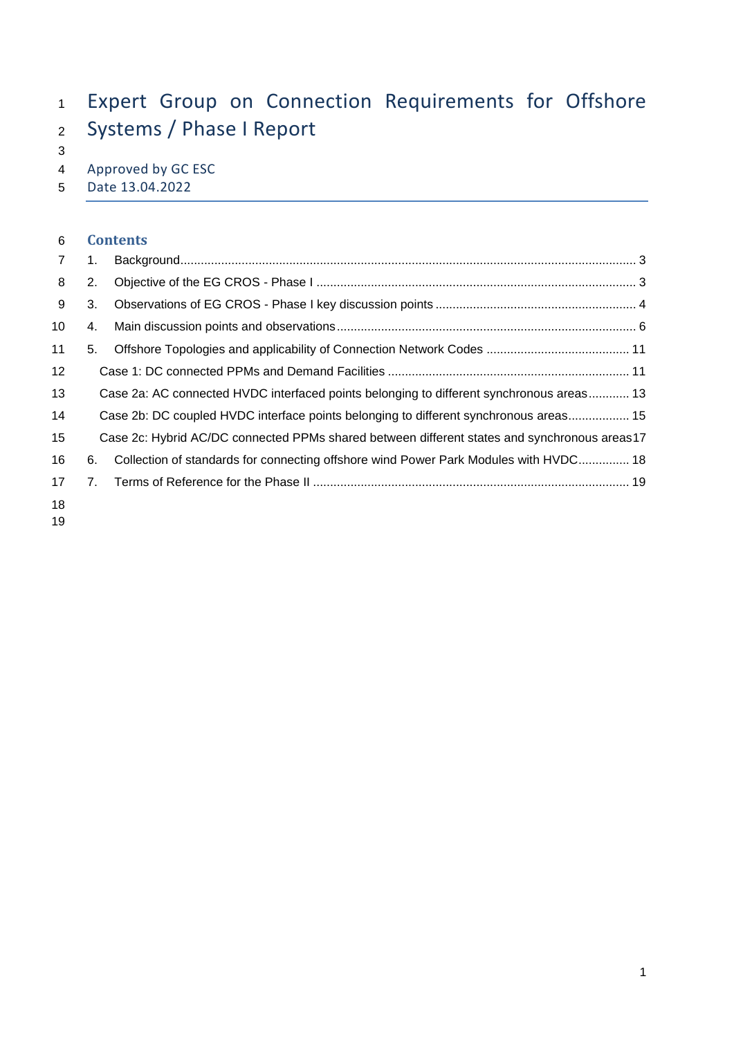# Expert Group on Connection Requirements for Offshore Systems / Phase I Report

Approved by GC ESC

Date 13.04.2022

## Contents

1. Background .... 3
2. Objective of the EG CROS - Phase I .... 3
3. Observations of EG CROS - Phase I key discussion points .... 4
4. Main discussion points and observations .... 6
5. Offshore Topologies and applicability of Connection Network Codes .... 11
   - Case 1: DC connected PPMs and Demand Facilities .... 11
   - Case 2a: AC connected HVDC interfaced points belonging to different synchronous areas .... 13
   - Case 2b: DC coupled HVDC interface points belonging to different synchronous areas .... 15
   - Case 2c: Hybrid AC/DC connected PPMs shared between different states and synchronous areas .... 17
6. Collection of standards for connecting offshore wind Power Park Modules with HVDC .... 18
7. Terms of Reference for the Phase II .... 19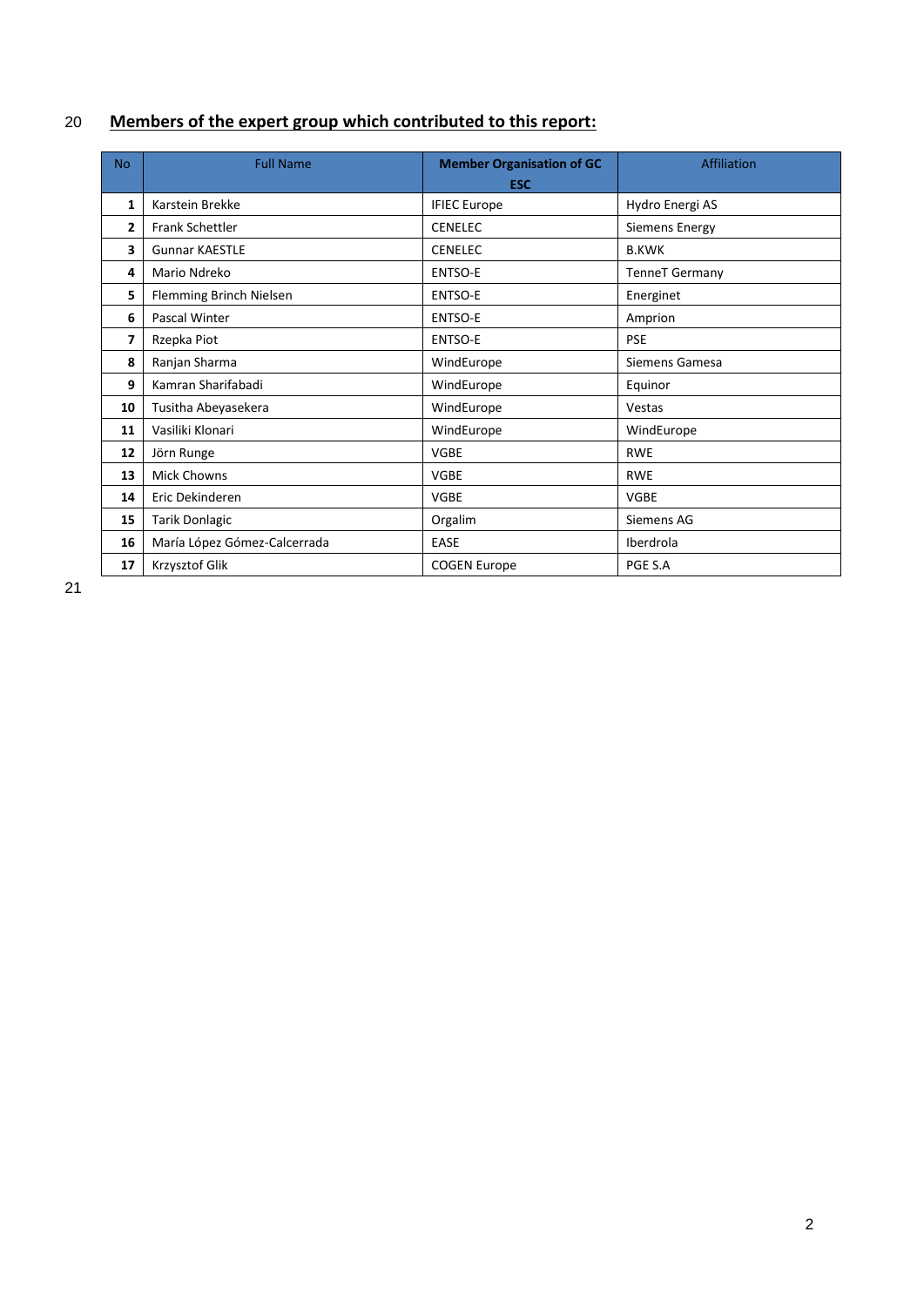**Members of the expert group which contributed to this report:**

| No | Full Name | Member Organisation of GC ESC | Affiliation |
|---|---|---|---|
| 1 | Karstein Brekke | IFIEC Europe | Hydro Energi AS |
| 2 | Frank Schettler | CENELEC | Siemens Energy |
| 3 | Gunnar KAESTLE | CENELEC | B.KWK |
| 4 | Mario Ndreko | ENTSO-E | TenneT Germany |
| 5 | Flemming Brinch Nielsen | ENTSO-E | Energinet |
| 6 | Pascal Winter | ENTSO-E | Amprion |
| 7 | Rzepka Piot | ENTSO-E | PSE |
| 8 | Ranjan Sharma | WindEurope | Siemens Gamesa |
| 9 | Kamran Sharifabadi | WindEurope | Equinor |
| 10 | Tusitha Abeyasekera | WindEurope | Vestas |
| 11 | Vasiliki Klonari | WindEurope | WindEurope |
| 12 | Jörn Runge | VGBE | RWE |
| 13 | Mick Chowns | VGBE | RWE |
| 14 | Eric Dekinderen | VGBE | VGBE |
| 15 | Tarik Donlagic | Orgalim | Siemens AG |
| 16 | María López Gómez-Calcerrada | EASE | Iberdrola |
| 17 | Krzysztof Glik | COGEN Europe | PGE S.A |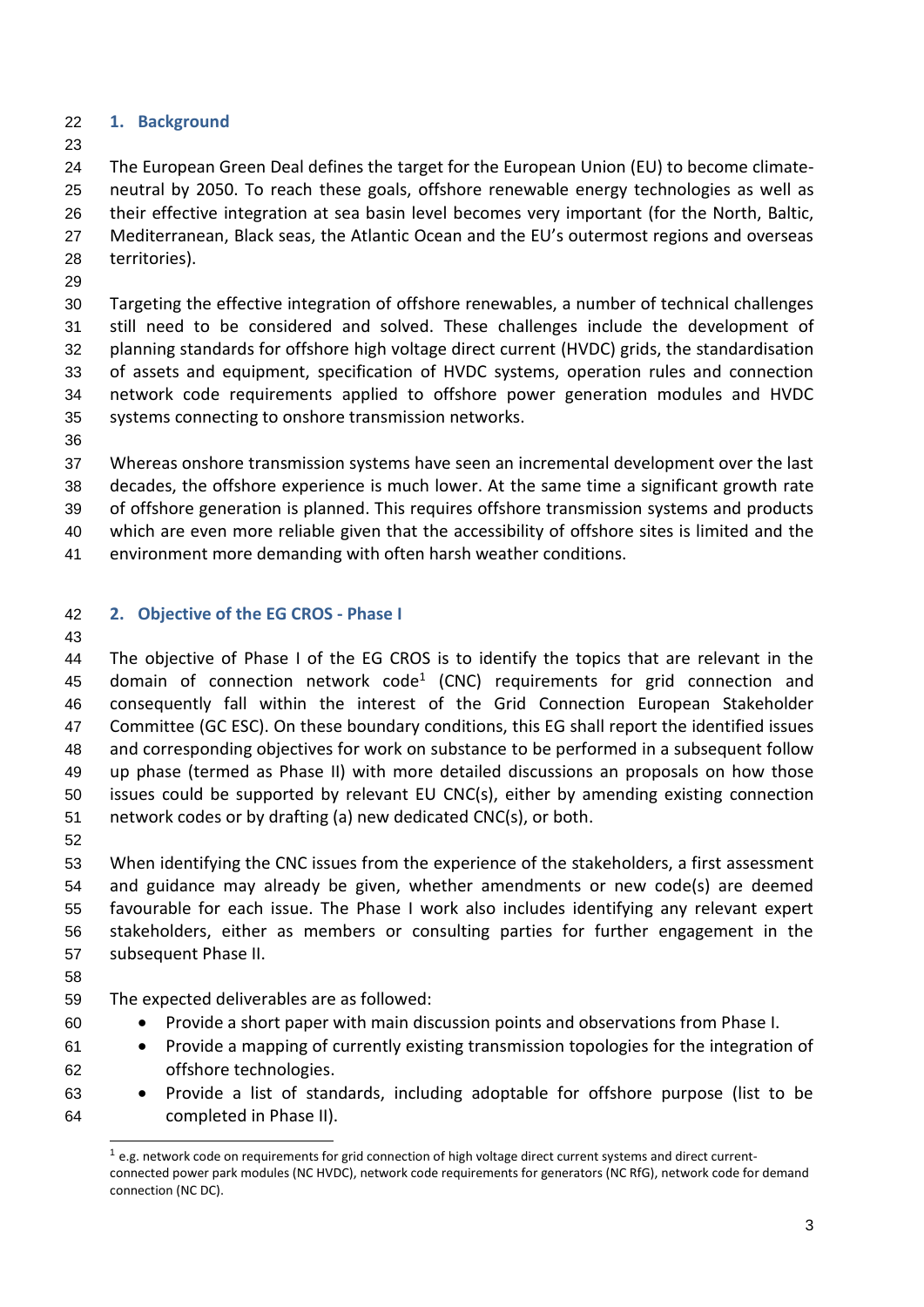## 1. Background

The European Green Deal defines the target for the European Union (EU) to become climate-neutral by 2050. To reach these goals, offshore renewable energy technologies as well as their effective integration at sea basin level becomes very important (for the North, Baltic, Mediterranean, Black seas, the Atlantic Ocean and the EU's outermost regions and overseas territories).

Targeting the effective integration of offshore renewables, a number of technical challenges still need to be considered and solved. These challenges include the development of planning standards for offshore high voltage direct current (HVDC) grids, the standardisation of assets and equipment, specification of HVDC systems, operation rules and connection network code requirements applied to offshore power generation modules and HVDC systems connecting to onshore transmission networks.

Whereas onshore transmission systems have seen an incremental development over the last decades, the offshore experience is much lower. At the same time a significant growth rate of offshore generation is planned. This requires offshore transmission systems and products which are even more reliable given that the accessibility of offshore sites is limited and the environment more demanding with often harsh weather conditions.

## 2. Objective of the EG CROS - Phase I

The objective of Phase I of the EG CROS is to identify the topics that are relevant in the domain of connection network code[1] (CNC) requirements for grid connection and consequently fall within the interest of the Grid Connection European Stakeholder Committee (GC ESC). On these boundary conditions, this EG shall report the identified issues and corresponding objectives for work on substance to be performed in a subsequent follow up phase (termed as Phase II) with more detailed discussions an proposals on how those issues could be supported by relevant EU CNC(s), either by amending existing connection network codes or by drafting (a) new dedicated CNC(s), or both.

When identifying the CNC issues from the experience of the stakeholders, a first assessment and guidance may already be given, whether amendments or new code(s) are deemed favourable for each issue. The Phase I work also includes identifying any relevant expert stakeholders, either as members or consulting parties for further engagement in the subsequent Phase II.

The expected deliverables are as followed:

- Provide a short paper with main discussion points and observations from Phase I.
- Provide a mapping of currently existing transmission topologies for the integration of offshore technologies.
- Provide a list of standards, including adoptable for offshore purpose (list to be completed in Phase II).

[1] e.g. network code on requirements for grid connection of high voltage direct current systems and direct current-connected power park modules (NC HVDC), network code requirements for generators (NC RfG), network code for demand connection (NC DC).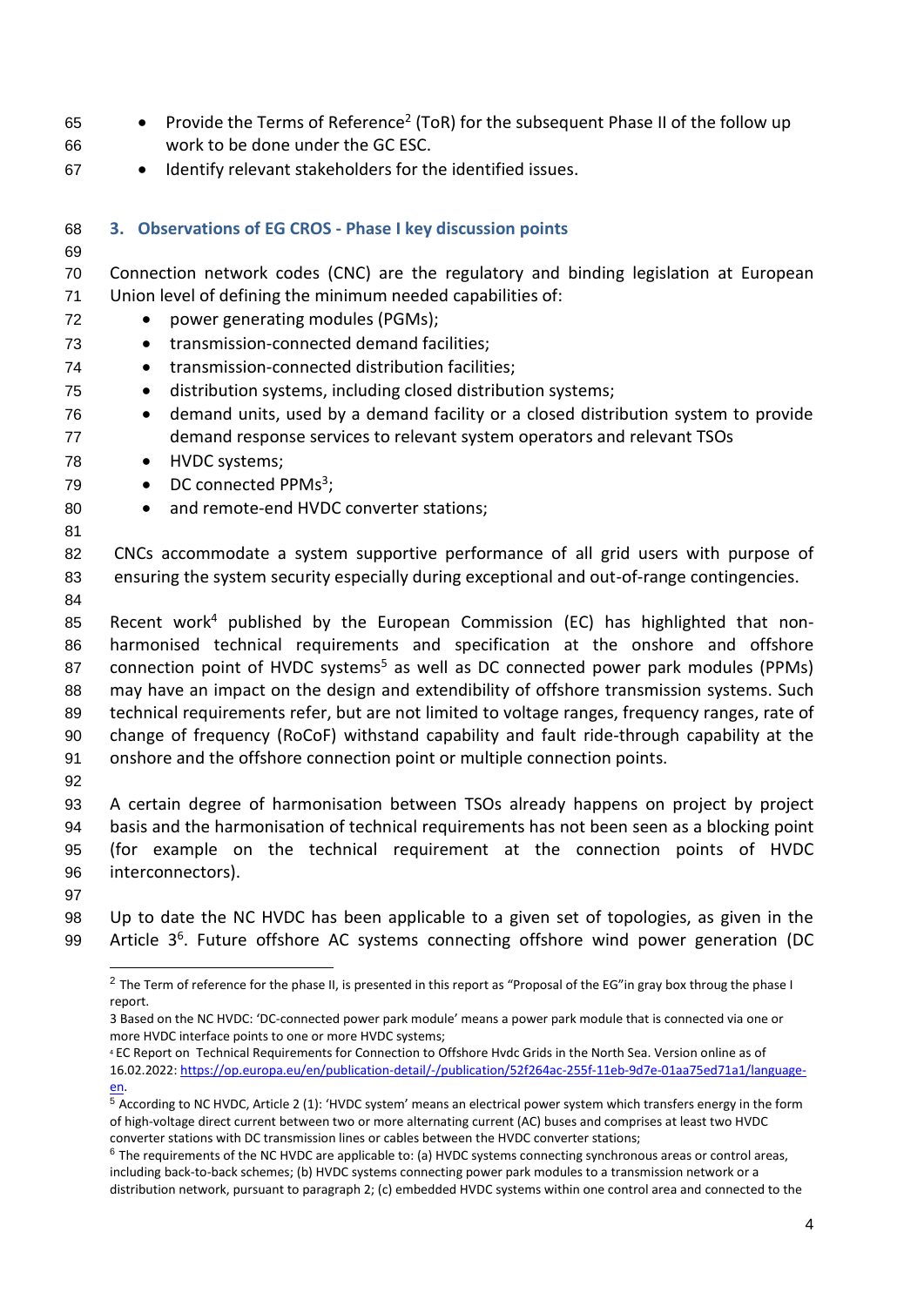- Provide the Terms of Reference[2] (ToR) for the subsequent Phase II of the follow up work to be done under the GC ESC.
- Identify relevant stakeholders for the identified issues.

## 3. Observations of EG CROS - Phase I key discussion points

Connection network codes (CNC) are the regulatory and binding legislation at European Union level of defining the minimum needed capabilities of:

- power generating modules (PGMs);
- transmission-connected demand facilities;
- transmission-connected distribution facilities;
- distribution systems, including closed distribution systems;
- demand units, used by a demand facility or a closed distribution system to provide demand response services to relevant system operators and relevant TSOs
- HVDC systems;
- DC connected PPMs[3];
- and remote-end HVDC converter stations;

CNCs accommodate a system supportive performance of all grid users with purpose of ensuring the system security especially during exceptional and out-of-range contingencies.

Recent work[4] published by the European Commission (EC) has highlighted that non-harmonised technical requirements and specification at the onshore and offshore connection point of HVDC systems[5] as well as DC connected power park modules (PPMs) may have an impact on the design and extendibility of offshore transmission systems. Such technical requirements refer, but are not limited to voltage ranges, frequency ranges, rate of change of frequency (RoCoF) withstand capability and fault ride-through capability at the onshore and the offshore connection point or multiple connection points.

A certain degree of harmonisation between TSOs already happens on project by project basis and the harmonisation of technical requirements has not been seen as a blocking point (for example on the technical requirement at the connection points of HVDC interconnectors).

Up to date the NC HVDC has been applicable to a given set of topologies, as given in the Article 3[6]. Future offshore AC systems connecting offshore wind power generation (DC

---

[2] The Term of reference for the phase II, is presented in this report as "Proposal of the EG"in gray box throug the phase I report.

3 Based on the NC HVDC: 'DC-connected power park module' means a power park module that is connected via one or more HVDC interface points to one or more HVDC systems;

4 EC Report on Technical Requirements for Connection to Offshore Hvdc Grids in the North Sea. Version online as of 16.02.2022: https://op.europa.eu/en/publication-detail/-/publication/52f264ac-255f-11eb-9d7e-01aa75ed71a1/language-en.

[5] According to NC HVDC, Article 2 (1): 'HVDC system' means an electrical power system which transfers energy in the form of high-voltage direct current between two or more alternating current (AC) buses and comprises at least two HVDC converter stations with DC transmission lines or cables between the HVDC converter stations;

[6] The requirements of the NC HVDC are applicable to: (a) HVDC systems connecting synchronous areas or control areas, including back-to-back schemes; (b) HVDC systems connecting power park modules to a transmission network or a distribution network, pursuant to paragraph 2; (c) embedded HVDC systems within one control area and connected to the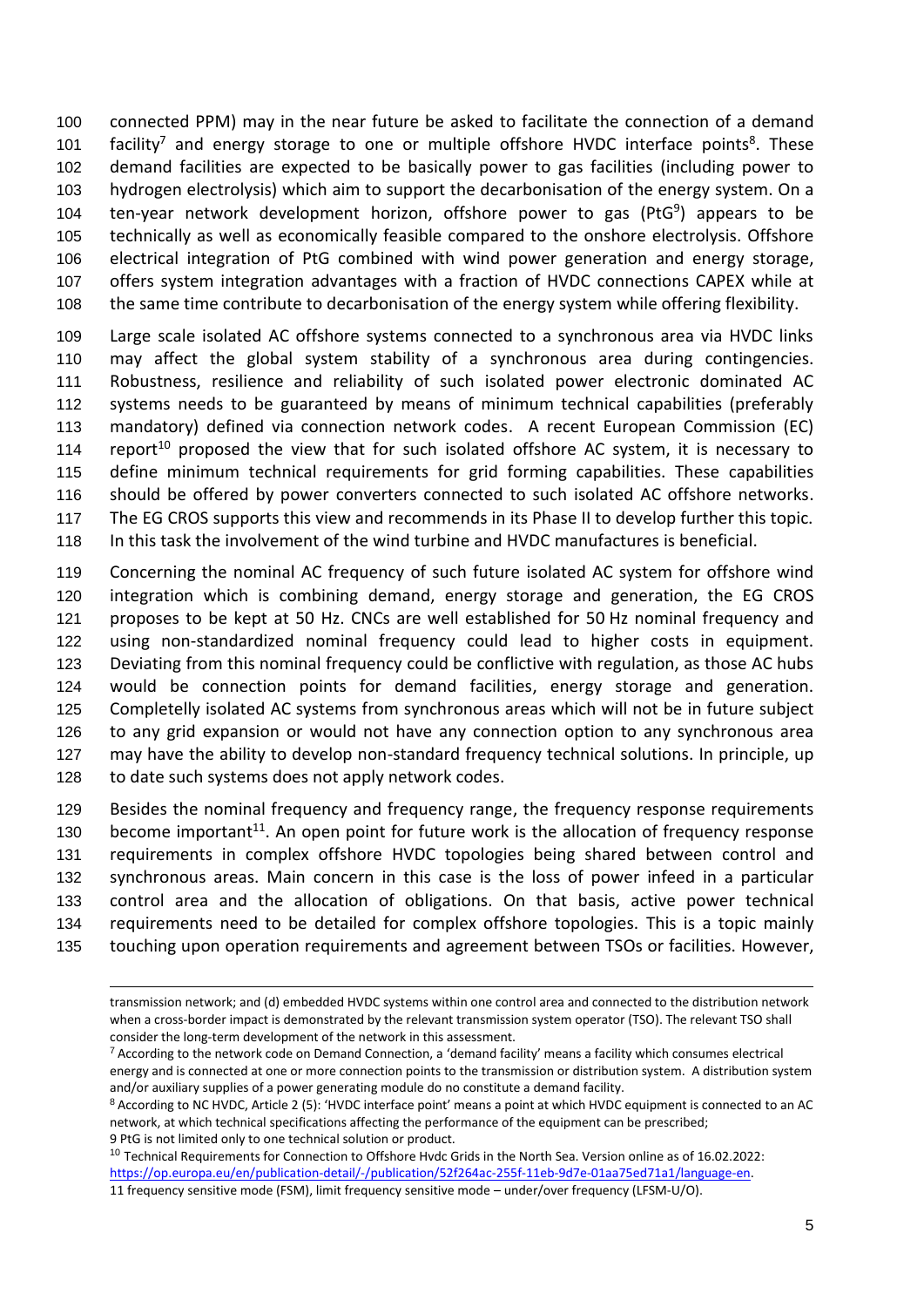connected PPM) may in the near future be asked to facilitate the connection of a demand facility[7] and energy storage to one or multiple offshore HVDC interface points[8]. These demand facilities are expected to be basically power to gas facilities (including power to hydrogen electrolysis) which aim to support the decarbonisation of the energy system. On a ten-year network development horizon, offshore power to gas (PtG[9]) appears to be technically as well as economically feasible compared to the onshore electrolysis. Offshore electrical integration of PtG combined with wind power generation and energy storage, offers system integration advantages with a fraction of HVDC connections CAPEX while at the same time contribute to decarbonisation of the energy system while offering flexibility.

Large scale isolated AC offshore systems connected to a synchronous area via HVDC links may affect the global system stability of a synchronous area during contingencies. Robustness, resilience and reliability of such isolated power electronic dominated AC systems needs to be guaranteed by means of minimum technical capabilities (preferably mandatory) defined via connection network codes. A recent European Commission (EC) report[10] proposed the view that for such isolated offshore AC system, it is necessary to define minimum technical requirements for grid forming capabilities. These capabilities should be offered by power converters connected to such isolated AC offshore networks. The EG CROS supports this view and recommends in its Phase II to develop further this topic. In this task the involvement of the wind turbine and HVDC manufactures is beneficial.

Concerning the nominal AC frequency of such future isolated AC system for offshore wind integration which is combining demand, energy storage and generation, the EG CROS proposes to be kept at 50 Hz. CNCs are well established for 50 Hz nominal frequency and using non-standardized nominal frequency could lead to higher costs in equipment. Deviating from this nominal frequency could be conflictive with regulation, as those AC hubs would be connection points for demand facilities, energy storage and generation. Completelly isolated AC systems from synchronous areas which will not be in future subject to any grid expansion or would not have any connection option to any synchronous area may have the ability to develop non-standard frequency technical solutions. In principle, up to date such systems does not apply network codes.

Besides the nominal frequency and frequency range, the frequency response requirements become important[11]. An open point for future work is the allocation of frequency response requirements in complex offshore HVDC topologies being shared between control and synchronous areas. Main concern in this case is the loss of power infeed in a particular control area and the allocation of obligations. On that basis, active power technical requirements need to be detailed for complex offshore topologies. This is a topic mainly touching upon operation requirements and agreement between TSOs or facilities. However,

---

transmission network; and (d) embedded HVDC systems within one control area and connected to the distribution network when a cross-border impact is demonstrated by the relevant transmission system operator (TSO). The relevant TSO shall consider the long-term development of the network in this assessment.

[7] According to the network code on Demand Connection, a 'demand facility' means a facility which consumes electrical energy and is connected at one or more connection points to the transmission or distribution system. A distribution system and/or auxiliary supplies of a power generating module do no constitute a demand facility.

[8] According to NC HVDC, Article 2 (5): 'HVDC interface point' means a point at which HVDC equipment is connected to an AC network, at which technical specifications affecting the performance of the equipment can be prescribed;

[9] PtG is not limited only to one technical solution or product.

[10] Technical Requirements for Connection to Offshore Hvdc Grids in the North Sea. Version online as of 16.02.2022: https://op.europa.eu/en/publication-detail/-/publication/52f264ac-255f-11eb-9d7e-01aa75ed71a1/language-en.

[11] frequency sensitive mode (FSM), limit frequency sensitive mode – under/over frequency (LFSM-U/O).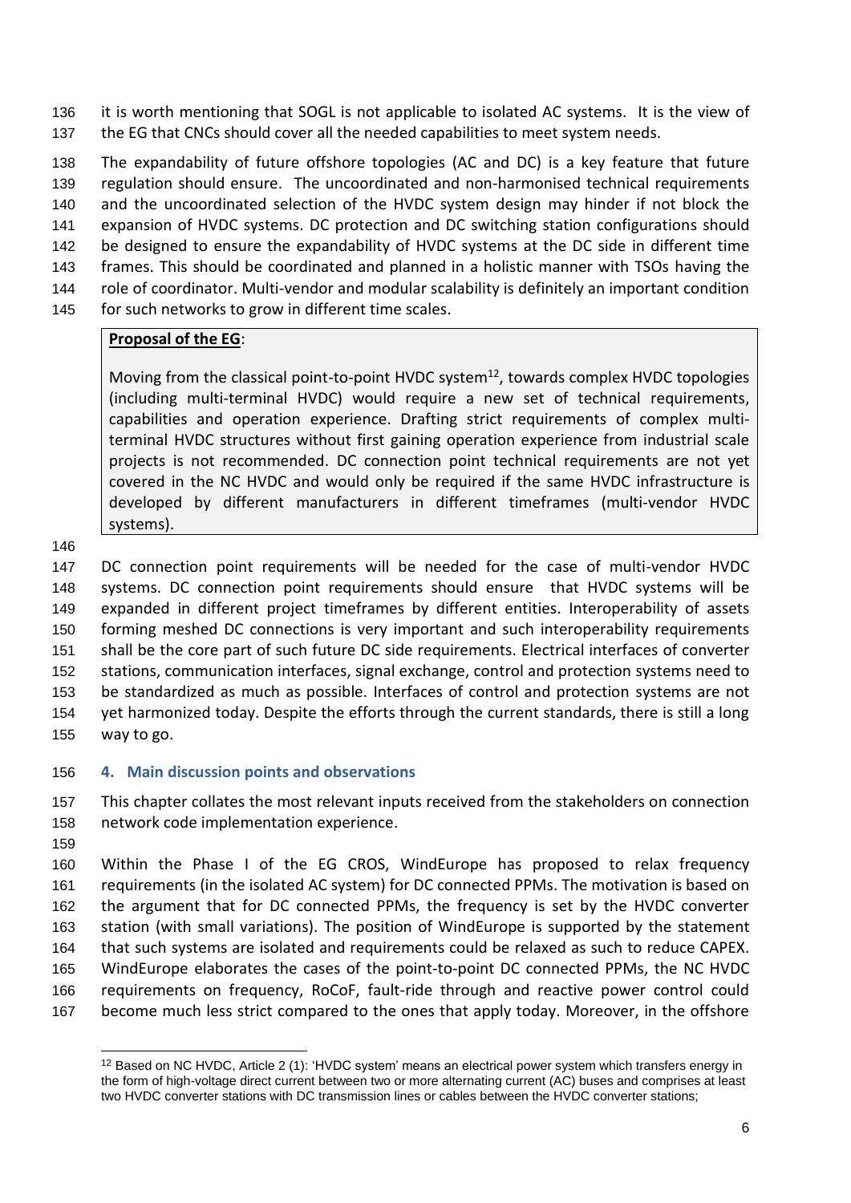it is worth mentioning that SOGL is not applicable to isolated AC systems. It is the view of the EG that CNCs should cover all the needed capabilities to meet system needs.

The expandability of future offshore topologies (AC and DC) is a key feature that future regulation should ensure. The uncoordinated and non-harmonised technical requirements and the uncoordinated selection of the HVDC system design may hinder if not block the expansion of HVDC systems. DC protection and DC switching station configurations should be designed to ensure the expandability of HVDC systems at the DC side in different time frames. This should be coordinated and planned in a holistic manner with TSOs having the role of coordinator. Multi-vendor and modular scalability is definitely an important condition for such networks to grow in different time scales.

> **Proposal of the EG**:
>
> Moving from the classical point-to-point HVDC system[12], towards complex HVDC topologies (including multi-terminal HVDC) would require a new set of technical requirements, capabilities and operation experience. Drafting strict requirements of complex multi-terminal HVDC structures without first gaining operation experience from industrial scale projects is not recommended. DC connection point technical requirements are not yet covered in the NC HVDC and would only be required if the same HVDC infrastructure is developed by different manufacturers in different timeframes (multi-vendor HVDC systems).

DC connection point requirements will be needed for the case of multi-vendor HVDC systems. DC connection point requirements should ensure that HVDC systems will be expanded in different project timeframes by different entities. Interoperability of assets forming meshed DC connections is very important and such interoperability requirements shall be the core part of such future DC side requirements. Electrical interfaces of converter stations, communication interfaces, signal exchange, control and protection systems need to be standardized as much as possible. Interfaces of control and protection systems are not yet harmonized today. Despite the efforts through the current standards, there is still a long way to go.

## 4. Main discussion points and observations

This chapter collates the most relevant inputs received from the stakeholders on connection network code implementation experience.

Within the Phase I of the EG CROS, WindEurope has proposed to relax frequency requirements (in the isolated AC system) for DC connected PPMs. The motivation is based on the argument that for DC connected PPMs, the frequency is set by the HVDC converter station (with small variations). The position of WindEurope is supported by the statement that such systems are isolated and requirements could be relaxed as such to reduce CAPEX. WindEurope elaborates the cases of the point-to-point DC connected PPMs, the NC HVDC requirements on frequency, RoCoF, fault-ride through and reactive power control could become much less strict compared to the ones that apply today. Moreover, in the offshore

---

[12] Based on NC HVDC, Article 2 (1): 'HVDC system' means an electrical power system which transfers energy in the form of high-voltage direct current between two or more alternating current (AC) buses and comprises at least two HVDC converter stations with DC transmission lines or cables between the HVDC converter stations;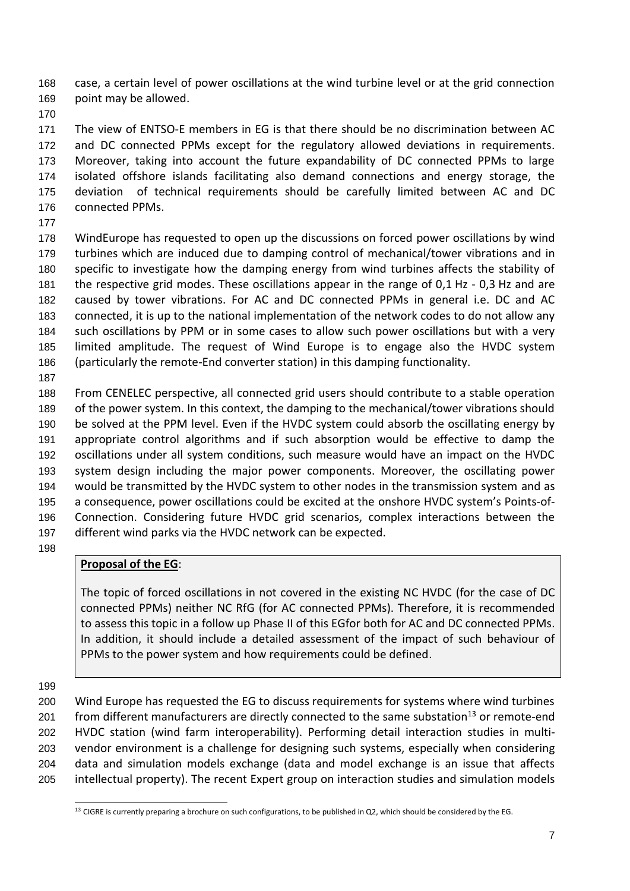case, a certain level of power oscillations at the wind turbine level or at the grid connection point may be allowed.

The view of ENTSO-E members in EG is that there should be no discrimination between AC and DC connected PPMs except for the regulatory allowed deviations in requirements. Moreover, taking into account the future expandability of DC connected PPMs to large isolated offshore islands facilitating also demand connections and energy storage, the deviation of technical requirements should be carefully limited between AC and DC connected PPMs.

WindEurope has requested to open up the discussions on forced power oscillations by wind turbines which are induced due to damping control of mechanical/tower vibrations and in specific to investigate how the damping energy from wind turbines affects the stability of the respective grid modes. These oscillations appear in the range of 0,1 Hz - 0,3 Hz and are caused by tower vibrations. For AC and DC connected PPMs in general i.e. DC and AC connected, it is up to the national implementation of the network codes to do not allow any such oscillations by PPM or in some cases to allow such power oscillations but with a very limited amplitude. The request of Wind Europe is to engage also the HVDC system (particularly the remote-End converter station) in this damping functionality.

From CENELEC perspective, all connected grid users should contribute to a stable operation of the power system. In this context, the damping to the mechanical/tower vibrations should be solved at the PPM level. Even if the HVDC system could absorb the oscillating energy by appropriate control algorithms and if such absorption would be effective to damp the oscillations under all system conditions, such measure would have an impact on the HVDC system design including the major power components. Moreover, the oscillating power would be transmitted by the HVDC system to other nodes in the transmission system and as a consequence, power oscillations could be excited at the onshore HVDC system's Points-of-Connection. Considering future HVDC grid scenarios, complex interactions between the different wind parks via the HVDC network can be expected.

**Proposal of the EG**:

The topic of forced oscillations in not covered in the existing NC HVDC (for the case of DC connected PPMs) neither NC RfG (for AC connected PPMs). Therefore, it is recommended to assess this topic in a follow up Phase II of this EGfor both for AC and DC connected PPMs. In addition, it should include a detailed assessment of the impact of such behaviour of PPMs to the power system and how requirements could be defined.

Wind Europe has requested the EG to discuss requirements for systems where wind turbines from different manufacturers are directly connected to the same substation[13] or remote-end HVDC station (wind farm interoperability). Performing detail interaction studies in multi-vendor environment is a challenge for designing such systems, especially when considering data and simulation models exchange (data and model exchange is an issue that affects intellectual property). The recent Expert group on interaction studies and simulation models

[13] CIGRE is currently preparing a brochure on such configurations, to be published in Q2, which should be considered by the EG.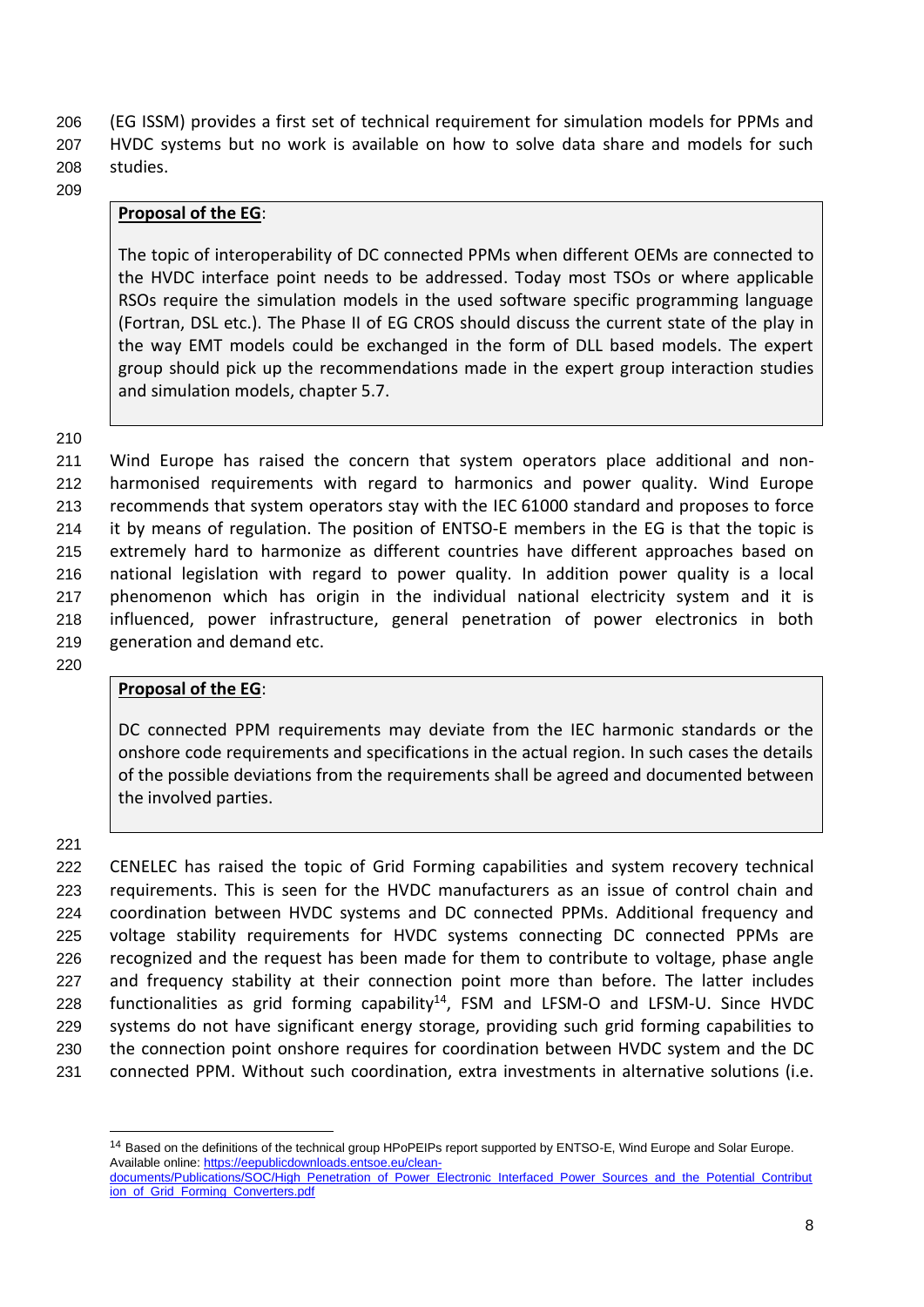(EG ISSM) provides a first set of technical requirement for simulation models for PPMs and HVDC systems but no work is available on how to solve data share and models for such studies.

> **Proposal of the EG**:
>
> The topic of interoperability of DC connected PPMs when different OEMs are connected to the HVDC interface point needs to be addressed. Today most TSOs or where applicable RSOs require the simulation models in the used software specific programming language (Fortran, DSL etc.). The Phase II of EG CROS should discuss the current state of the play in the way EMT models could be exchanged in the form of DLL based models. The expert group should pick up the recommendations made in the expert group interaction studies and simulation models, chapter 5.7.

Wind Europe has raised the concern that system operators place additional and non-harmonised requirements with regard to harmonics and power quality. Wind Europe recommends that system operators stay with the IEC 61000 standard and proposes to force it by means of regulation. The position of ENTSO-E members in the EG is that the topic is extremely hard to harmonize as different countries have different approaches based on national legislation with regard to power quality. In addition power quality is a local phenomenon which has origin in the individual national electricity system and it is influenced, power infrastructure, general penetration of power electronics in both generation and demand etc.

> **Proposal of the EG**:
>
> DC connected PPM requirements may deviate from the IEC harmonic standards or the onshore code requirements and specifications in the actual region. In such cases the details of the possible deviations from the requirements shall be agreed and documented between the involved parties.

CENELEC has raised the topic of Grid Forming capabilities and system recovery technical requirements. This is seen for the HVDC manufacturers as an issue of control chain and coordination between HVDC systems and DC connected PPMs. Additional frequency and voltage stability requirements for HVDC systems connecting DC connected PPMs are recognized and the request has been made for them to contribute to voltage, phase angle and frequency stability at their connection point more than before. The latter includes functionalities as grid forming capability[14], FSM and LFSM-O and LFSM-U. Since HVDC systems do not have significant energy storage, providing such grid forming capabilities to the connection point onshore requires for coordination between HVDC system and the DC connected PPM. Without such coordination, extra investments in alternative solutions (i.e.

---

[14] Based on the definitions of the technical group HPoPEIPs report supported by ENTSO-E, Wind Europe and Solar Europe. Available online: https://eepublicdownloads.entsoe.eu/clean-documents/Publications/SOC/High_Penetration_of_Power_Electronic_Interfaced_Power_Sources_and_the_Potential_Contribution_of_Grid_Forming_Converters.pdf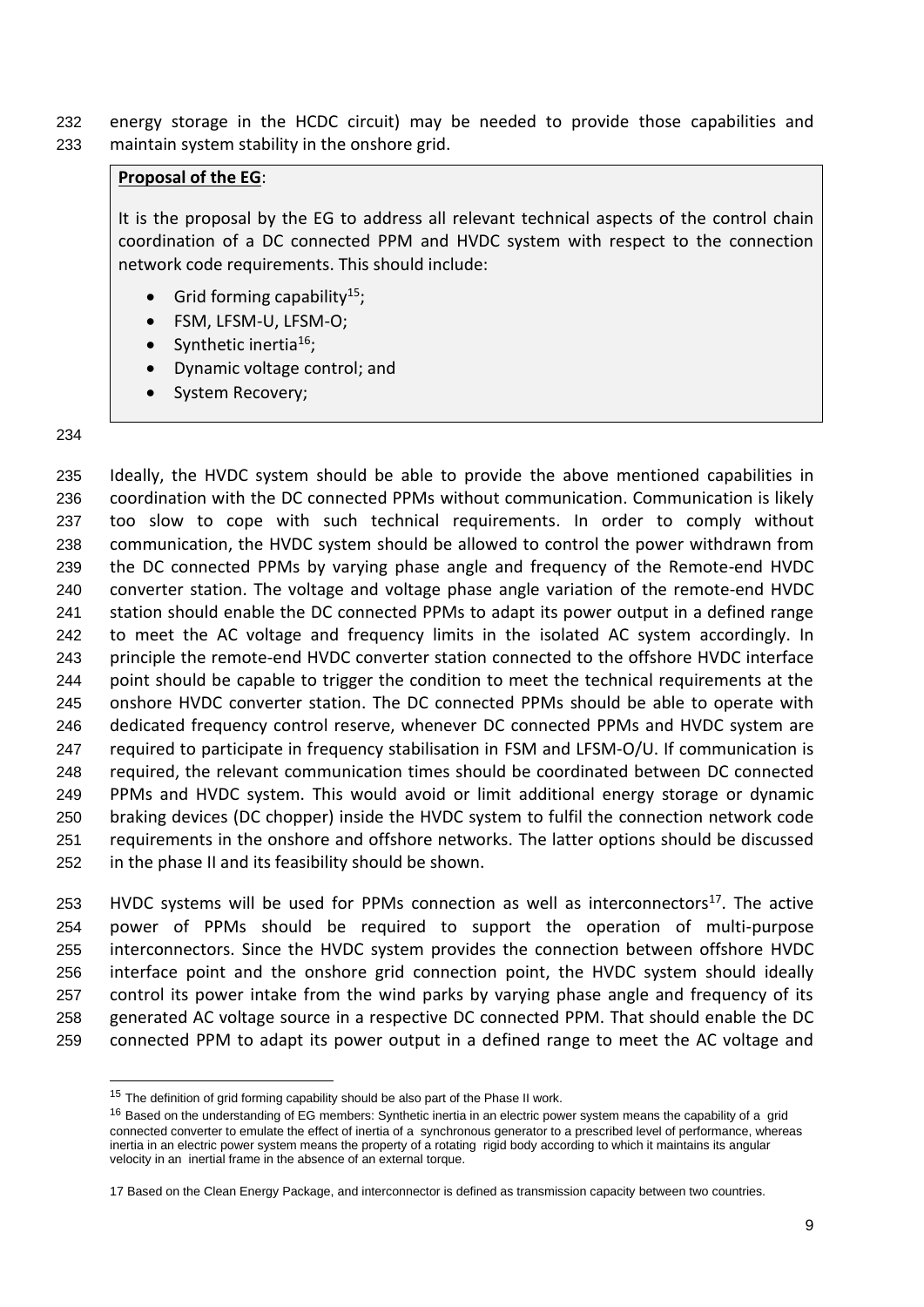energy storage in the HCDC circuit) may be needed to provide those capabilities and maintain system stability in the onshore grid.

**Proposal of the EG**:

It is the proposal by the EG to address all relevant technical aspects of the control chain coordination of a DC connected PPM and HVDC system with respect to the connection network code requirements. This should include:

- Grid forming capability[15];
- FSM, LFSM-U, LFSM-O;
- Synthetic inertia[16];
- Dynamic voltage control; and
- System Recovery;

Ideally, the HVDC system should be able to provide the above mentioned capabilities in coordination with the DC connected PPMs without communication. Communication is likely too slow to cope with such technical requirements. In order to comply without communication, the HVDC system should be allowed to control the power withdrawn from the DC connected PPMs by varying phase angle and frequency of the Remote-end HVDC converter station. The voltage and voltage phase angle variation of the remote-end HVDC station should enable the DC connected PPMs to adapt its power output in a defined range to meet the AC voltage and frequency limits in the isolated AC system accordingly. In principle the remote-end HVDC converter station connected to the offshore HVDC interface point should be capable to trigger the condition to meet the technical requirements at the onshore HVDC converter station. The DC connected PPMs should be able to operate with dedicated frequency control reserve, whenever DC connected PPMs and HVDC system are required to participate in frequency stabilisation in FSM and LFSM-O/U. If communication is required, the relevant communication times should be coordinated between DC connected PPMs and HVDC system. This would avoid or limit additional energy storage or dynamic braking devices (DC chopper) inside the HVDC system to fulfil the connection network code requirements in the onshore and offshore networks. The latter options should be discussed in the phase II and its feasibility should be shown.

HVDC systems will be used for PPMs connection as well as interconnectors[17]. The active power of PPMs should be required to support the operation of multi-purpose interconnectors. Since the HVDC system provides the connection between offshore HVDC interface point and the onshore grid connection point, the HVDC system should ideally control its power intake from the wind parks by varying phase angle and frequency of its generated AC voltage source in a respective DC connected PPM. That should enable the DC connected PPM to adapt its power output in a defined range to meet the AC voltage and

[15] The definition of grid forming capability should be also part of the Phase II work.

[16] Based on the understanding of EG members: Synthetic inertia in an electric power system means the capability of a grid connected converter to emulate the effect of inertia of a synchronous generator to a prescribed level of performance, whereas inertia in an electric power system means the property of a rotating rigid body according to which it maintains its angular velocity in an inertial frame in the absence of an external torque.

[17] Based on the Clean Energy Package, and interconnector is defined as transmission capacity between two countries.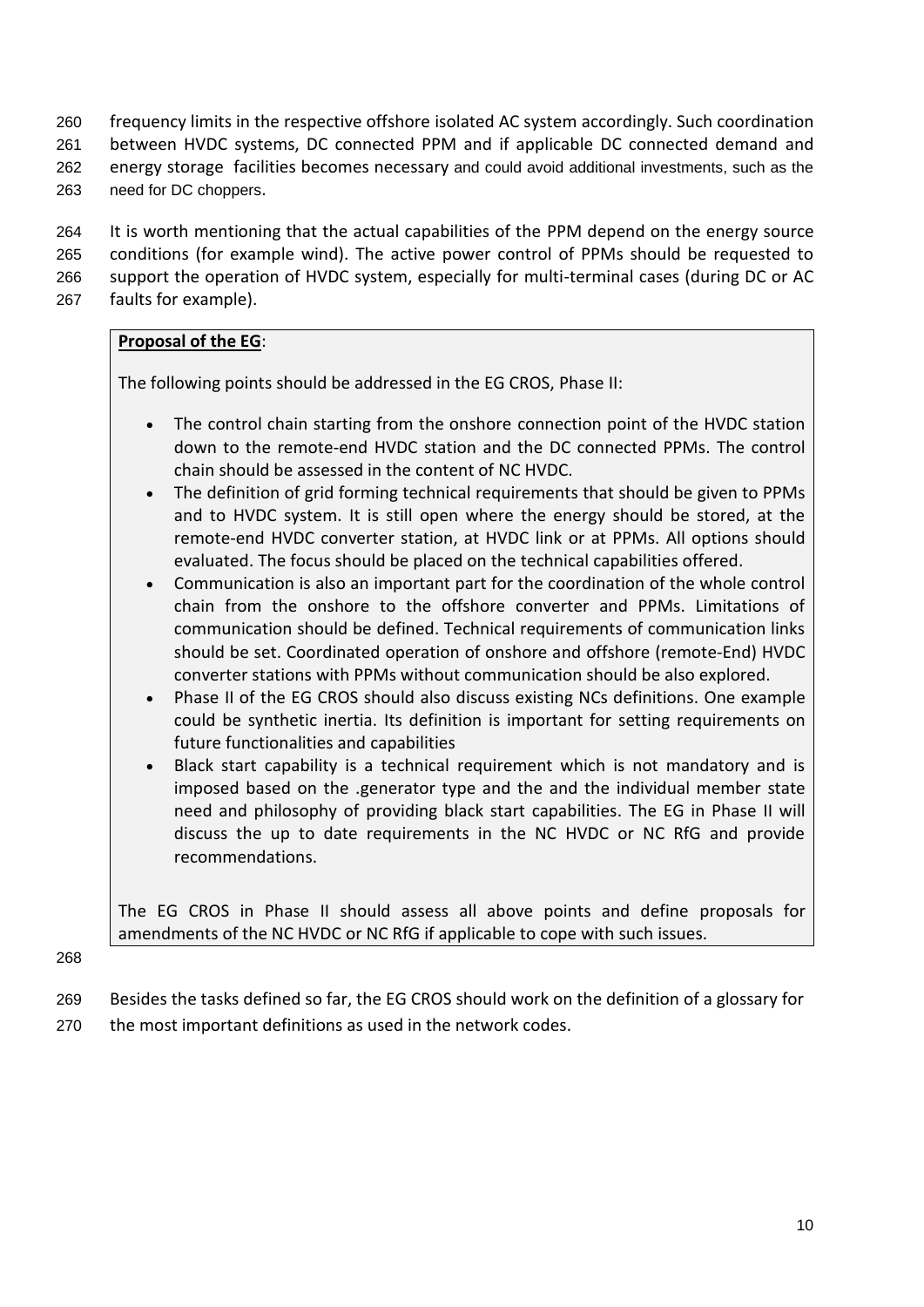frequency limits in the respective offshore isolated AC system accordingly. Such coordination between HVDC systems, DC connected PPM and if applicable DC connected demand and energy storage facilities becomes necessary and could avoid additional investments, such as the need for DC choppers.

It is worth mentioning that the actual capabilities of the PPM depend on the energy source conditions (for example wind). The active power control of PPMs should be requested to support the operation of HVDC system, especially for multi-terminal cases (during DC or AC faults for example).

**Proposal of the EG**:

The following points should be addressed in the EG CROS, Phase II:

- The control chain starting from the onshore connection point of the HVDC station down to the remote-end HVDC station and the DC connected PPMs. The control chain should be assessed in the content of NC HVDC.
- The definition of grid forming technical requirements that should be given to PPMs and to HVDC system. It is still open where the energy should be stored, at the remote-end HVDC converter station, at HVDC link or at PPMs. All options should evaluated. The focus should be placed on the technical capabilities offered.
- Communication is also an important part for the coordination of the whole control chain from the onshore to the offshore converter and PPMs. Limitations of communication should be defined. Technical requirements of communication links should be set. Coordinated operation of onshore and offshore (remote-End) HVDC converter stations with PPMs without communication should be also explored.
- Phase II of the EG CROS should also discuss existing NCs definitions. One example could be synthetic inertia. Its definition is important for setting requirements on future functionalities and capabilities
- Black start capability is a technical requirement which is not mandatory and is imposed based on the .generator type and the and the individual member state need and philosophy of providing black start capabilities. The EG in Phase II will discuss the up to date requirements in the NC HVDC or NC RfG and provide recommendations.

The EG CROS in Phase II should assess all above points and define proposals for amendments of the NC HVDC or NC RfG if applicable to cope with such issues.

Besides the tasks defined so far, the EG CROS should work on the definition of a glossary for the most important definitions as used in the network codes.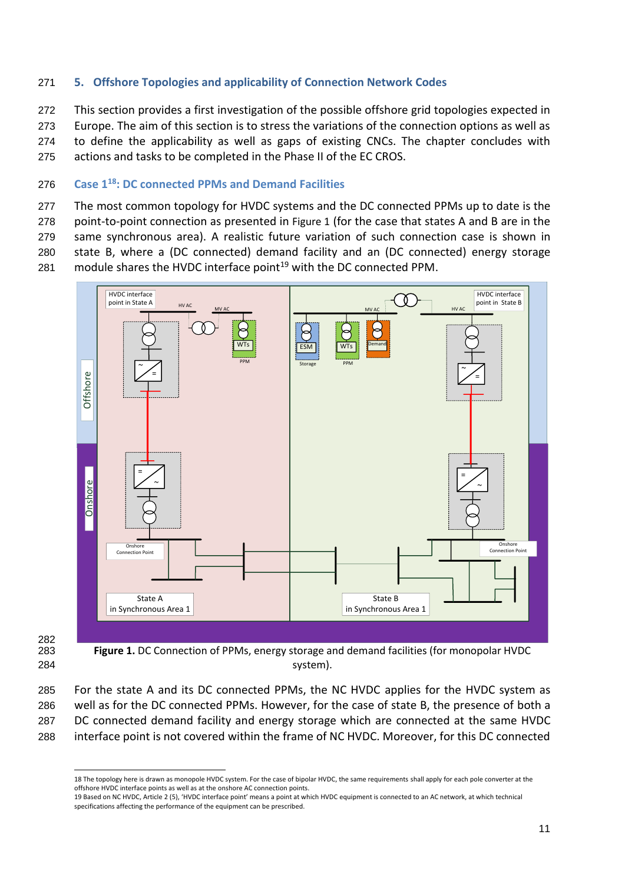## 5. Offshore Topologies and applicability of Connection Network Codes

This section provides a first investigation of the possible offshore grid topologies expected in Europe. The aim of this section is to stress the variations of the connection options as well as to define the applicability as well as gaps of existing CNCs. The chapter concludes with actions and tasks to be completed in the Phase II of the EC CROS.

### Case 1[18]: DC connected PPMs and Demand Facilities

The most common topology for HVDC systems and the DC connected PPMs up to date is the point-to-point connection as presented in Figure 1 (for the case that states A and B are in the same synchronous area). A realistic future variation of such connection case is shown in state B, where a (DC connected) demand facility and an (DC connected) energy storage module shares the HVDC interface point[19] with the DC connected PPM.

**Figure 1.** DC Connection of PPMs, energy storage and demand facilities (for monopolar HVDC system).

For the state A and its DC connected PPMs, the NC HVDC applies for the HVDC system as well as for the DC connected PPMs. However, for the case of state B, the presence of both a DC connected demand facility and energy storage which are connected at the same HVDC interface point is not covered within the frame of NC HVDC. Moreover, for this DC connected

---

18 The topology here is drawn as monopole HVDC system. For the case of bipolar HVDC, the same requirements shall apply for each pole converter at the offshore HVDC interface points as well as at the onshore AC connection points.

19 Based on NC HVDC, Article 2 (5), 'HVDC interface point' means a point at which HVDC equipment is connected to an AC network, at which technical specifications affecting the performance of the equipment can be prescribed.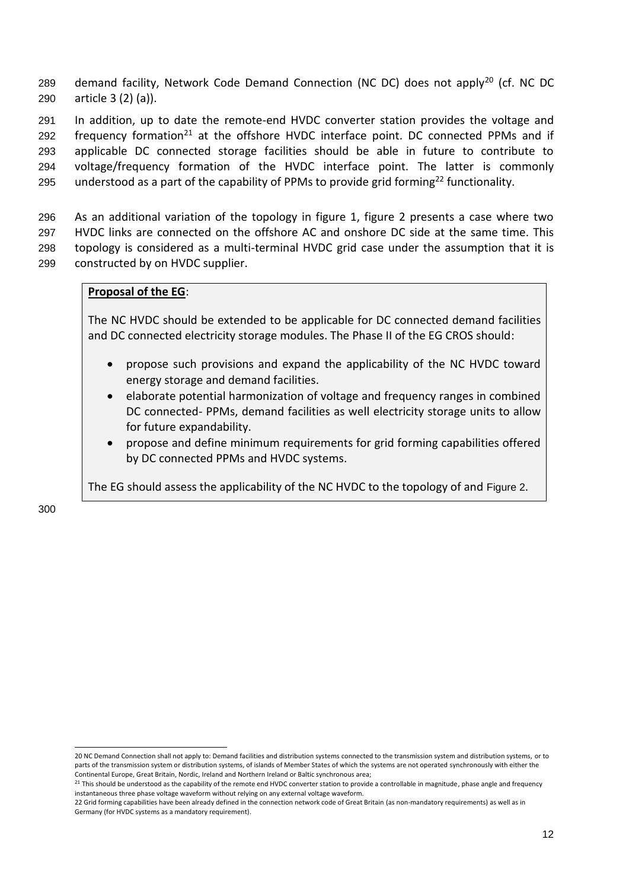demand facility, Network Code Demand Connection (NC DC) does not apply[20] (cf. NC DC article 3 (2) (a)).

In addition, up to date the remote-end HVDC converter station provides the voltage and frequency formation[21] at the offshore HVDC interface point. DC connected PPMs and if applicable DC connected storage facilities should be able in future to contribute to voltage/frequency formation of the HVDC interface point. The latter is commonly understood as a part of the capability of PPMs to provide grid forming[22] functionality.

As an additional variation of the topology in figure 1, figure 2 presents a case where two HVDC links are connected on the offshore AC and onshore DC side at the same time. This topology is considered as a multi-terminal HVDC grid case under the assumption that it is constructed by on HVDC supplier.

> **Proposal of the EG**:
>
> The NC HVDC should be extended to be applicable for DC connected demand facilities and DC connected electricity storage modules. The Phase II of the EG CROS should:
>
> - propose such provisions and expand the applicability of the NC HVDC toward energy storage and demand facilities.
> - elaborate potential harmonization of voltage and frequency ranges in combined DC connected- PPMs, demand facilities as well electricity storage units to allow for future expandability.
> - propose and define minimum requirements for grid forming capabilities offered by DC connected PPMs and HVDC systems.
>
> The EG should assess the applicability of the NC HVDC to the topology of and Figure 2.

---

20 NC Demand Connection shall not apply to: Demand facilities and distribution systems connected to the transmission system and distribution systems, or to parts of the transmission system or distribution systems, of islands of Member States of which the systems are not operated synchronously with either the Continental Europe, Great Britain, Nordic, Ireland and Northern Ireland or Baltic synchronous area;

21 This should be understood as the capability of the remote end HVDC converter station to provide a controllable in magnitude, phase angle and frequency instantaneous three phase voltage waveform without relying on any external voltage waveform.

22 Grid forming capabilities have been already defined in the connection network code of Great Britain (as non-mandatory requirements) as well as in Germany (for HVDC systems as a mandatory requirement).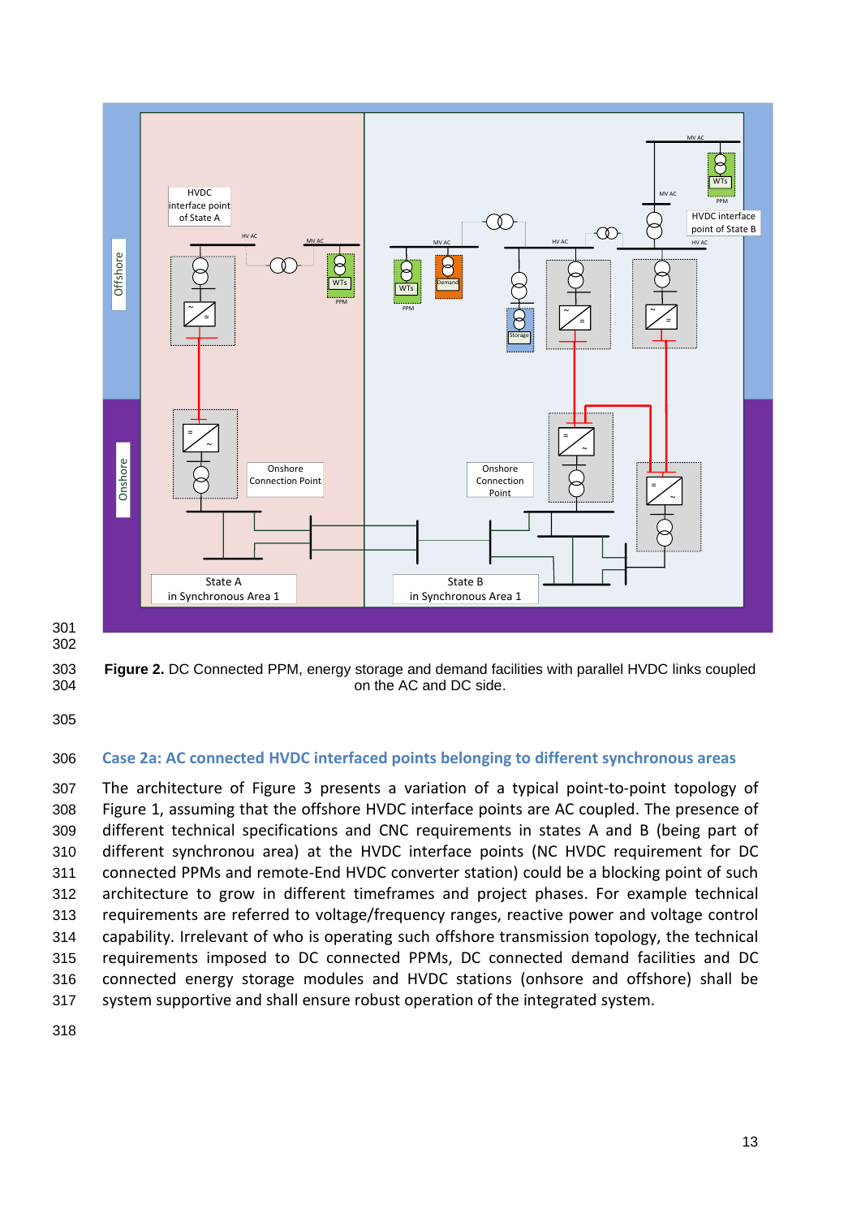**Figure 2.** DC Connected PPM, energy storage and demand facilities with parallel HVDC links coupled on the AC and DC side.

### Case 2a: AC connected HVDC interfaced points belonging to different synchronous areas

The architecture of Figure 3 presents a variation of a typical point-to-point topology of Figure 1, assuming that the offshore HVDC interface points are AC coupled. The presence of different technical specifications and CNC requirements in states A and B (being part of different synchronou area) at the HVDC interface points (NC HVDC requirement for DC connected PPMs and remote-End HVDC converter station) could be a blocking point of such architecture to grow in different timeframes and project phases. For example technical requirements are referred to voltage/frequency ranges, reactive power and voltage control capability. Irrelevant of who is operating such offshore transmission topology, the technical requirements imposed to DC connected PPMs, DC connected demand facilities and DC connected energy storage modules and HVDC stations (onhsore and offshore) shall be system supportive and shall ensure robust operation of the integrated system.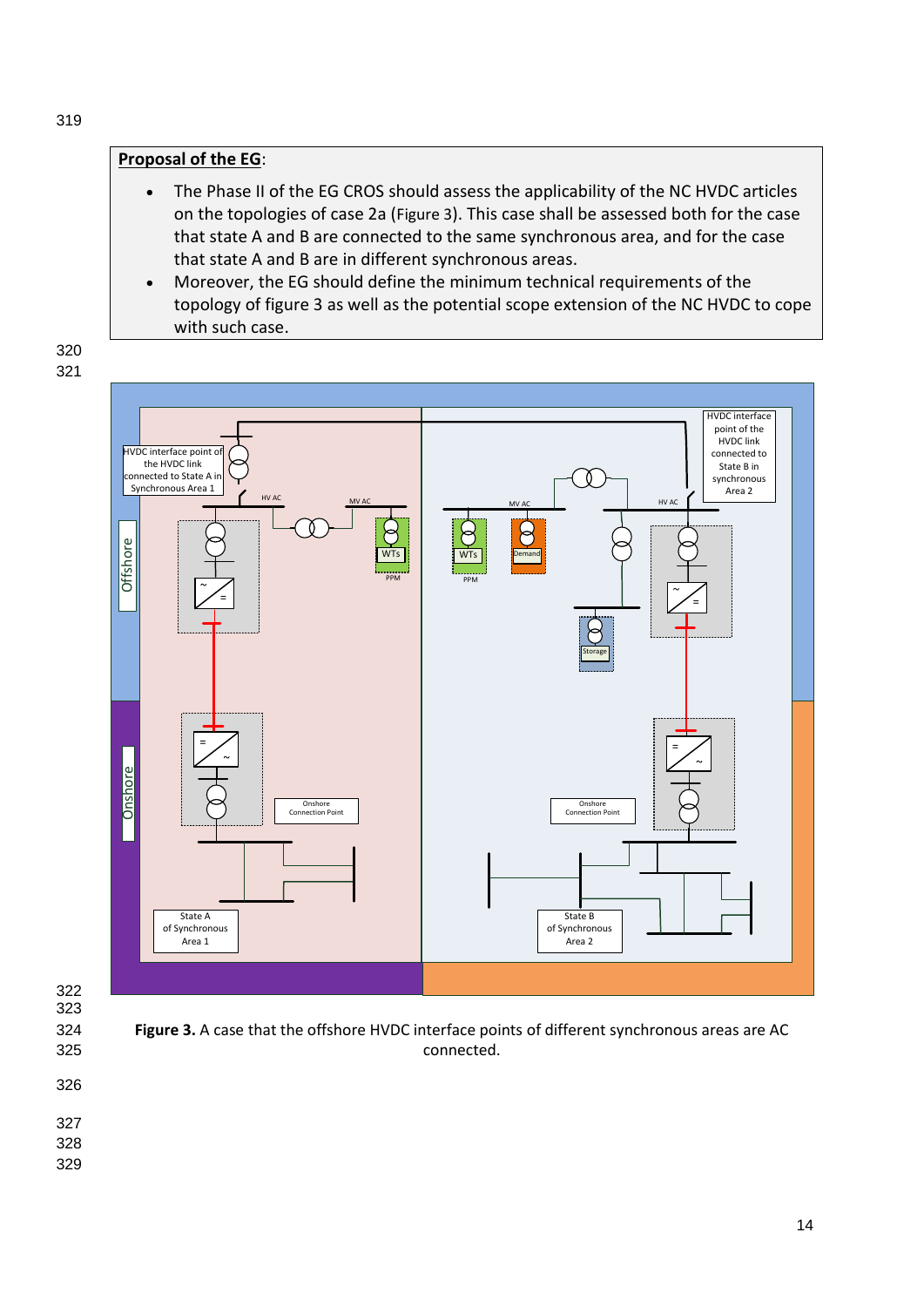**Proposal of the EG**:

- The Phase II of the EG CROS should assess the applicability of the NC HVDC articles on the topologies of case 2a (Figure 3). This case shall be assessed both for the case that state A and B are connected to the same synchronous area, and for the case that state A and B are in different synchronous areas.
- Moreover, the EG should define the minimum technical requirements of the topology of figure 3 as well as the potential scope extension of the NC HVDC to cope with such case.

**Figure 3.** A case that the offshore HVDC interface points of different synchronous areas are AC connected.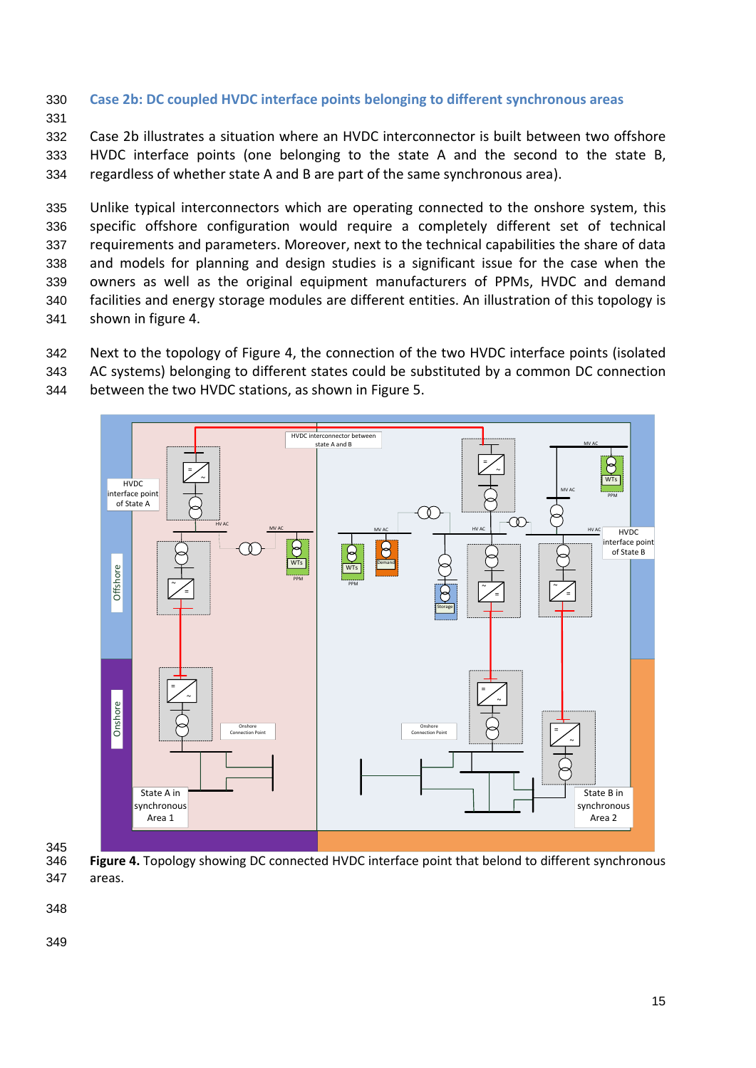### Case 2b: DC coupled HVDC interface points belonging to different synchronous areas

Case 2b illustrates a situation where an HVDC interconnector is built between two offshore HVDC interface points (one belonging to the state A and the second to the state B, regardless of whether state A and B are part of the same synchronous area).

Unlike typical interconnectors which are operating connected to the onshore system, this specific offshore configuration would require a completely different set of technical requirements and parameters. Moreover, next to the technical capabilities the share of data and models for planning and design studies is a significant issue for the case when the owners as well as the original equipment manufacturers of PPMs, HVDC and demand facilities and energy storage modules are different entities. An illustration of this topology is shown in figure 4.

Next to the topology of Figure 4, the connection of the two HVDC interface points (isolated AC systems) belonging to different states could be substituted by a common DC connection between the two HVDC stations, as shown in Figure 5.

**Figure 4.** Topology showing DC connected HVDC interface point that belond to different synchronous areas.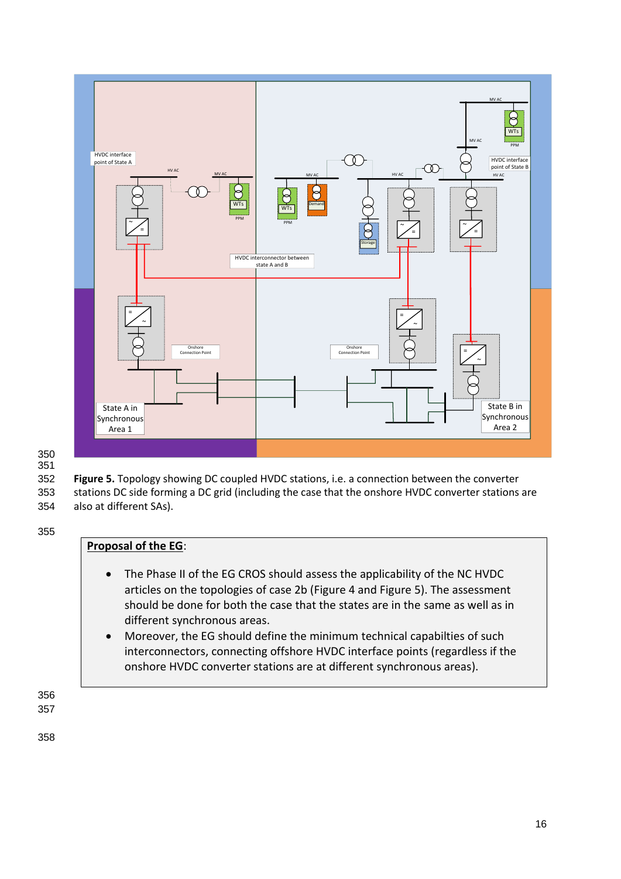**Figure 5.** Topology showing DC coupled HVDC stations, i.e. a connection between the converter stations DC side forming a DC grid (including the case that the onshore HVDC converter stations are also at different SAs).

**<u>Proposal of the EG</u>**:

- The Phase II of the EG CROS should assess the applicability of the NC HVDC articles on the topologies of case 2b (Figure 4 and Figure 5). The assessment should be done for both the case that the states are in the same as well as in different synchronous areas.
- Moreover, the EG should define the minimum technical capabilties of such interconnectors, connecting offshore HVDC interface points (regardless if the onshore HVDC converter stations are at different synchronous areas).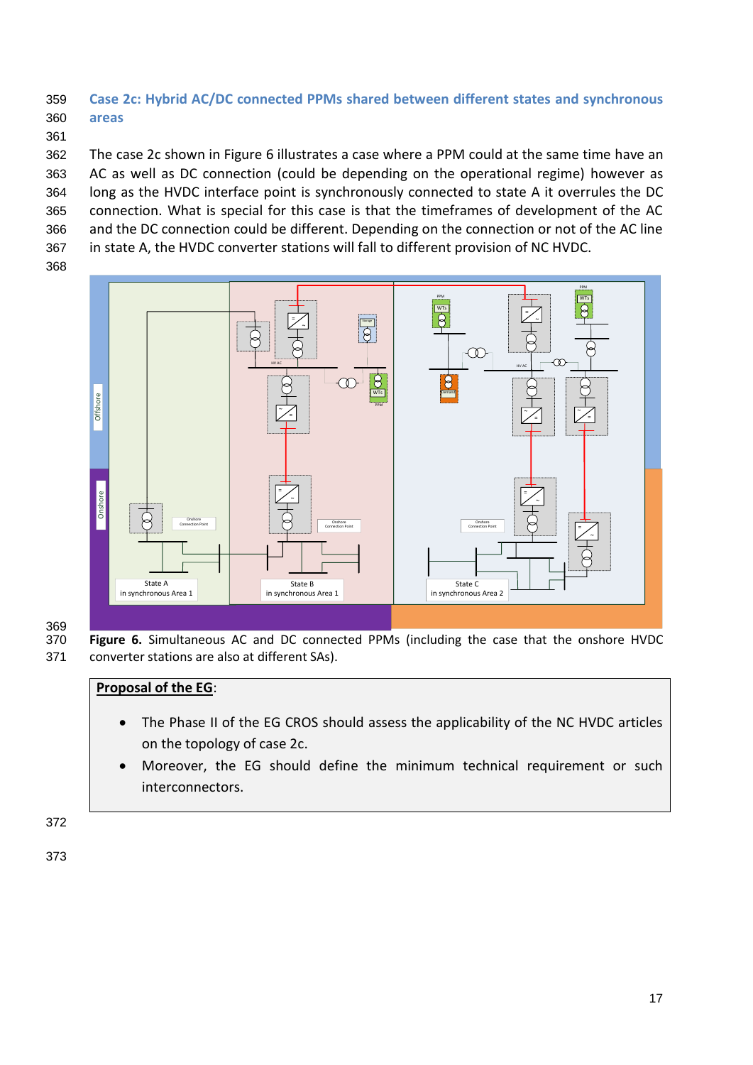### Case 2c: Hybrid AC/DC connected PPMs shared between different states and synchronous areas

The case 2c shown in Figure 6 illustrates a case where a PPM could at the same time have an AC as well as DC connection (could be depending on the operational regime) however as long as the HVDC interface point is synchronously connected to state A it overrules the DC connection. What is special for this case is that the timeframes of development of the AC and the DC connection could be different. Depending on the connection or not of the AC line in state A, the HVDC converter stations will fall to different provision of NC HVDC.

**Figure 6.** Simultaneous AC and DC connected PPMs (including the case that the onshore HVDC converter stations are also at different SAs).

**Proposal of the EG**:

- The Phase II of the EG CROS should assess the applicability of the NC HVDC articles on the topology of case 2c.
- Moreover, the EG should define the minimum technical requirement or such interconnectors.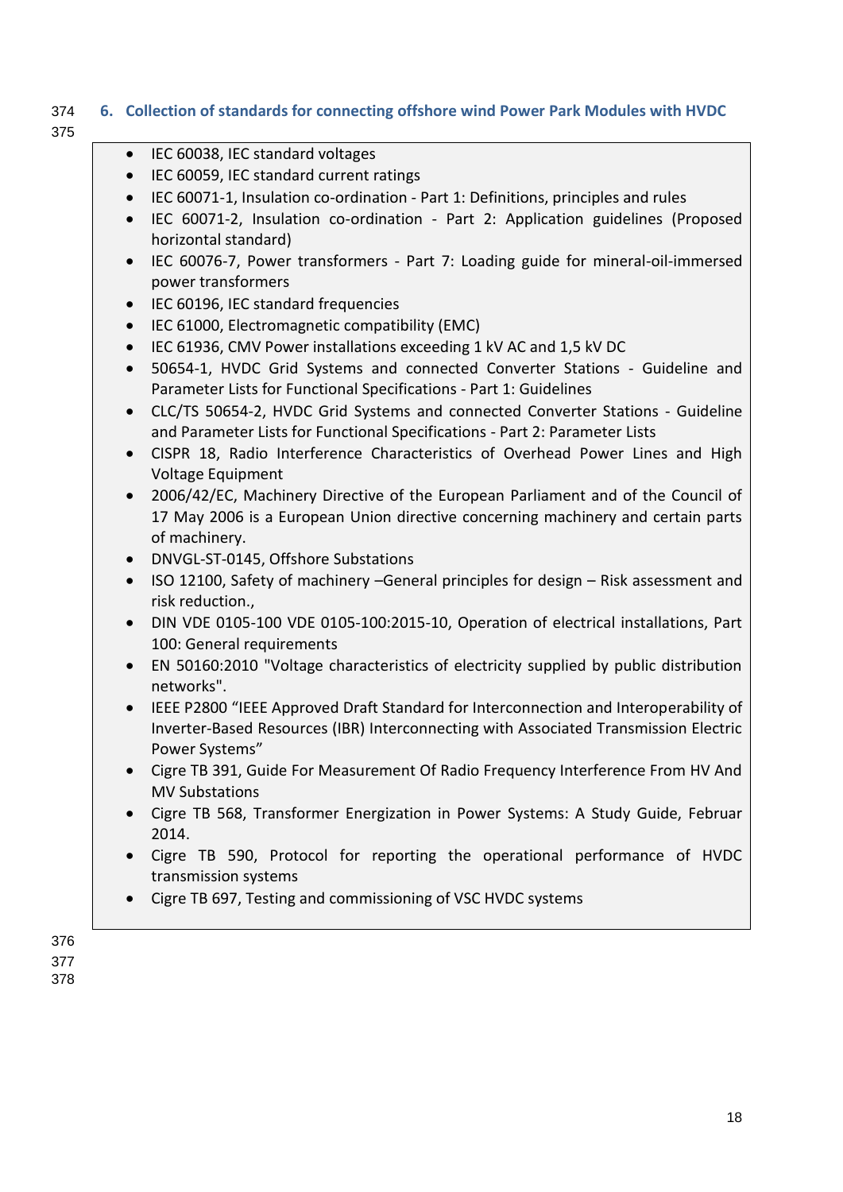## 6. Collection of standards for connecting offshore wind Power Park Modules with HVDC

- IEC 60038, IEC standard voltages
- IEC 60059, IEC standard current ratings
- IEC 60071-1, Insulation co-ordination - Part 1: Definitions, principles and rules
- IEC 60071-2, Insulation co-ordination - Part 2: Application guidelines (Proposed horizontal standard)
- IEC 60076-7, Power transformers - Part 7: Loading guide for mineral-oil-immersed power transformers
- IEC 60196, IEC standard frequencies
- IEC 61000, Electromagnetic compatibility (EMC)
- IEC 61936, CMV Power installations exceeding 1 kV AC and 1,5 kV DC
- 50654-1, HVDC Grid Systems and connected Converter Stations - Guideline and Parameter Lists for Functional Specifications - Part 1: Guidelines
- CLC/TS 50654-2, HVDC Grid Systems and connected Converter Stations - Guideline and Parameter Lists for Functional Specifications - Part 2: Parameter Lists
- CISPR 18, Radio Interference Characteristics of Overhead Power Lines and High Voltage Equipment
- 2006/42/EC, Machinery Directive of the European Parliament and of the Council of 17 May 2006 is a European Union directive concerning machinery and certain parts of machinery.
- DNVGL-ST-0145, Offshore Substations
- ISO 12100, Safety of machinery –General principles for design – Risk assessment and risk reduction.,
- DIN VDE 0105-100 VDE 0105-100:2015-10, Operation of electrical installations, Part 100: General requirements
- EN 50160:2010 "Voltage characteristics of electricity supplied by public distribution networks".
- IEEE P2800 “IEEE Approved Draft Standard for Interconnection and Interoperability of Inverter-Based Resources (IBR) Interconnecting with Associated Transmission Electric Power Systems”
- Cigre TB 391, Guide For Measurement Of Radio Frequency Interference From HV And MV Substations
- Cigre TB 568, Transformer Energization in Power Systems: A Study Guide, Februar 2014.
- Cigre TB 590, Protocol for reporting the operational performance of HVDC transmission systems
- Cigre TB 697, Testing and commissioning of VSC HVDC systems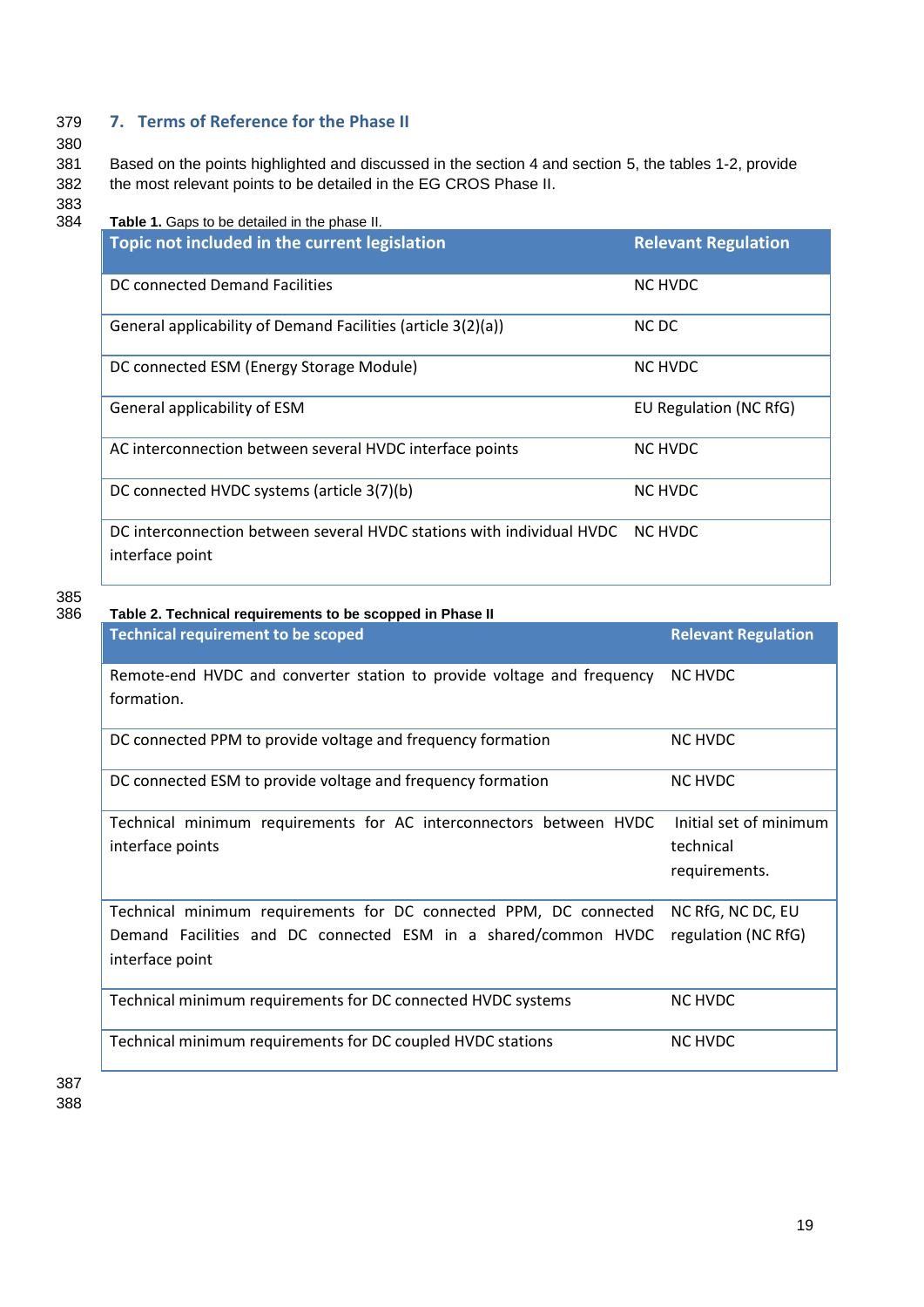## 7. Terms of Reference for the Phase II

Based on the points highlighted and discussed in the section 4 and section 5, the tables 1-2, provide the most relevant points to be detailed in the EG CROS Phase II.

**Table 1.** Gaps to be detailed in the phase II.

| Topic not included in the current legislation | Relevant Regulation |
|---|---|
| DC connected Demand Facilities | NC HVDC |
| General applicability of Demand Facilities (article 3(2)(a)) | NC DC |
| DC connected ESM (Energy Storage Module) | NC HVDC |
| General applicability of ESM | EU Regulation (NC RfG) |
| AC interconnection between several HVDC interface points | NC HVDC |
| DC connected HVDC systems (article 3(7)(b) | NC HVDC |
| DC interconnection between several HVDC stations with individual HVDC interface point | NC HVDC |

**Table 2. Technical requirements to be scopped in Phase II**

| Technical requirement to be scoped | Relevant Regulation |
|---|---|
| Remote-end HVDC and converter station to provide voltage and frequency formation. | NC HVDC |
| DC connected PPM to provide voltage and frequency formation | NC HVDC |
| DC connected ESM to provide voltage and frequency formation | NC HVDC |
| Technical minimum requirements for AC interconnectors between HVDC interface points | Initial set of minimum technical requirements. |
| Technical minimum requirements for DC connected PPM, DC connected Demand Facilities and DC connected ESM in a shared/common HVDC interface point | NC RfG, NC DC, EU regulation (NC RfG) |
| Technical minimum requirements for DC connected HVDC systems | NC HVDC |
| Technical minimum requirements for DC coupled HVDC stations | NC HVDC |